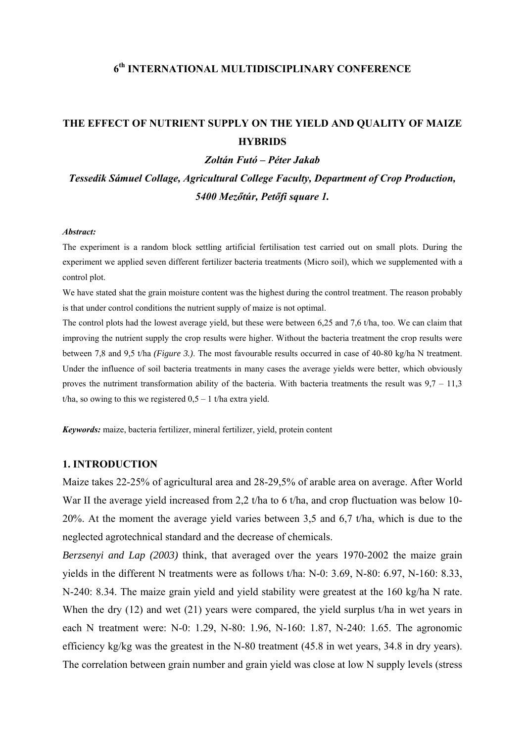## 6th INTERNATIONAL MULTIDISCIPLINARY CONFERENCE

# THE EFFECT OF NUTRIENT SUPPLY ON THE YIELD AND QUALITY OF MAIZE HYBRIDS

***Zoltán Futó – Péter Jakab***

***Tessedik Sámuel Collage, Agricultural College Faculty, Department of Crop Production, 5400 Mezőtúr, Petőfi square 1.***

***Abstract:***

The experiment is a random block settling artificial fertilisation test carried out on small plots. During the experiment we applied seven different fertilizer bacteria treatments (Micro soil), which we supplemented with a control plot.

We have stated shat the grain moisture content was the highest during the control treatment. The reason probably is that under control conditions the nutrient supply of maize is not optimal.

The control plots had the lowest average yield, but these were between 6,25 and 7,6 t/ha, too. We can claim that improving the nutrient supply the crop results were higher. Without the bacteria treatment the crop results were between 7,8 and 9,5 t/ha *(Figure 3.)*. The most favourable results occurred in case of 40-80 kg/ha N treatment. Under the influence of soil bacteria treatments in many cases the average yields were better, which obviously proves the nutriment transformation ability of the bacteria. With bacteria treatments the result was 9,7 – 11,3 t/ha, so owing to this we registered 0,5 – 1 t/ha extra yield.

***Keywords:*** maize, bacteria fertilizer, mineral fertilizer, yield, protein content

## 1. INTRODUCTION

Maize takes 22-25% of agricultural area and 28-29,5% of arable area on average. After World War II the average yield increased from 2,2 t/ha to 6 t/ha, and crop fluctuation was below 10-20%. At the moment the average yield varies between 3,5 and 6,7 t/ha, which is due to the neglected agrotechnical standard and the decrease of chemicals.

*Berzsenyi and Lap (2003)* think, that averaged over the years 1970-2002 the maize grain yields in the different N treatments were as follows t/ha: N-0: 3.69, N-80: 6.97, N-160: 8.33, N-240: 8.34. The maize grain yield and yield stability were greatest at the 160 kg/ha N rate. When the dry (12) and wet (21) years were compared, the yield surplus t/ha in wet years in each N treatment were: N-0: 1.29, N-80: 1.96, N-160: 1.87, N-240: 1.65. The agronomic efficiency kg/kg was the greatest in the N-80 treatment (45.8 in wet years, 34.8 in dry years). The correlation between grain number and grain yield was close at low N supply levels (stress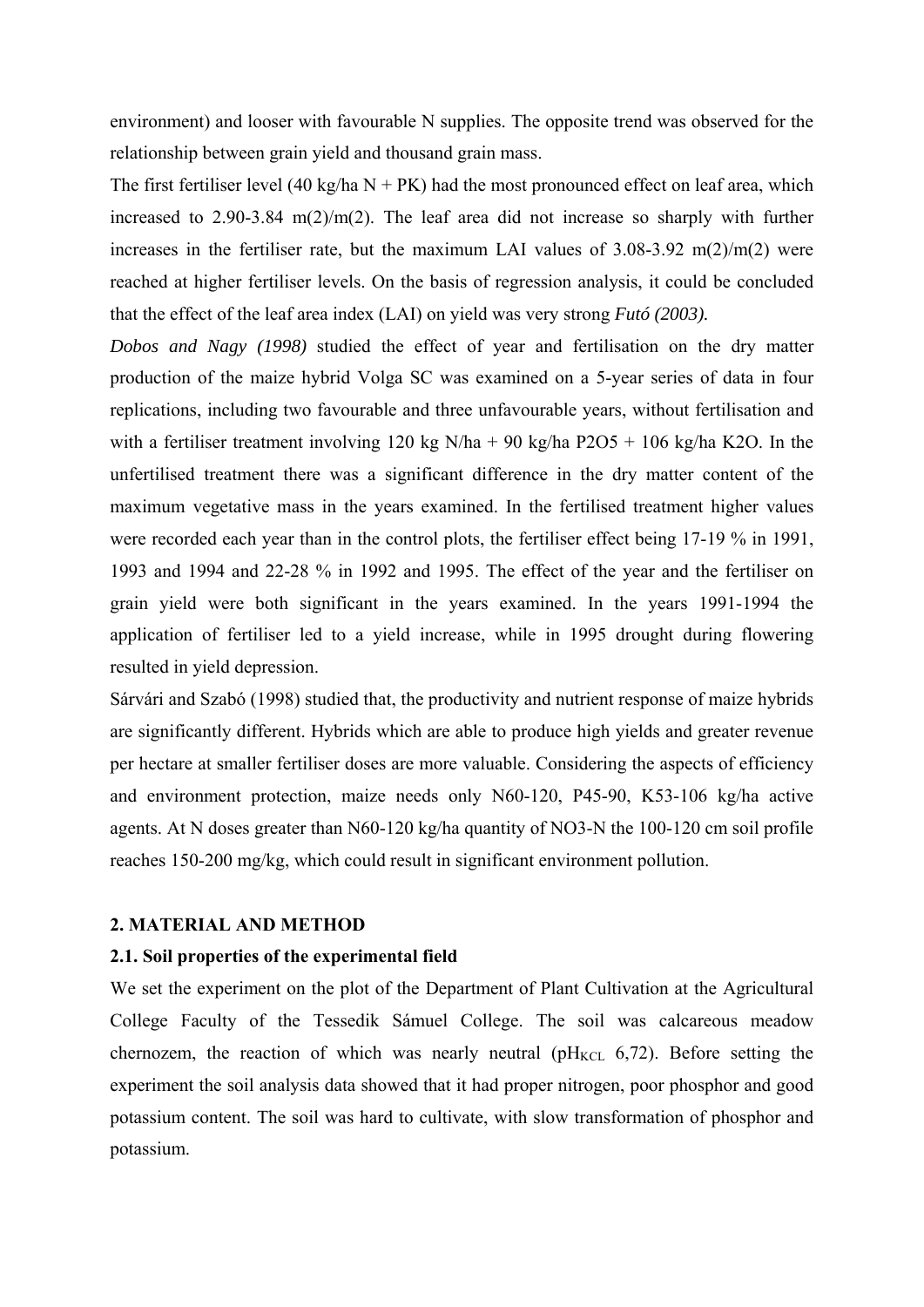environment) and looser with favourable N supplies. The opposite trend was observed for the relationship between grain yield and thousand grain mass.

The first fertiliser level (40 kg/ha N + PK) had the most pronounced effect on leaf area, which increased to 2.90-3.84 m(2)/m(2). The leaf area did not increase so sharply with further increases in the fertiliser rate, but the maximum LAI values of 3.08-3.92 m(2)/m(2) were reached at higher fertiliser levels. On the basis of regression analysis, it could be concluded that the effect of the leaf area index (LAI) on yield was very strong *Futó (2003).*

*Dobos and Nagy (1998)* studied the effect of year and fertilisation on the dry matter production of the maize hybrid Volga SC was examined on a 5-year series of data in four replications, including two favourable and three unfavourable years, without fertilisation and with a fertiliser treatment involving 120 kg N/ha + 90 kg/ha P2O5 + 106 kg/ha K2O. In the unfertilised treatment there was a significant difference in the dry matter content of the maximum vegetative mass in the years examined. In the fertilised treatment higher values were recorded each year than in the control plots, the fertiliser effect being 17-19 % in 1991, 1993 and 1994 and 22-28 % in 1992 and 1995. The effect of the year and the fertiliser on grain yield were both significant in the years examined. In the years 1991-1994 the application of fertiliser led to a yield increase, while in 1995 drought during flowering resulted in yield depression.

Sárvári and Szabó (1998) studied that, the productivity and nutrient response of maize hybrids are significantly different. Hybrids which are able to produce high yields and greater revenue per hectare at smaller fertiliser doses are more valuable. Considering the aspects of efficiency and environment protection, maize needs only N60-120, P45-90, K53-106 kg/ha active agents. At N doses greater than N60-120 kg/ha quantity of NO3-N the 100-120 cm soil profile reaches 150-200 mg/kg, which could result in significant environment pollution.

## 2. MATERIAL AND METHOD

### 2.1. Soil properties of the experimental field

We set the experiment on the plot of the Department of Plant Cultivation at the Agricultural College Faculty of the Tessedik Sámuel College. The soil was calcareous meadow chernozem, the reaction of which was nearly neutral ($pH_{KCL}$ 6,72). Before setting the experiment the soil analysis data showed that it had proper nitrogen, poor phosphor and good potassium content. The soil was hard to cultivate, with slow transformation of phosphor and potassium.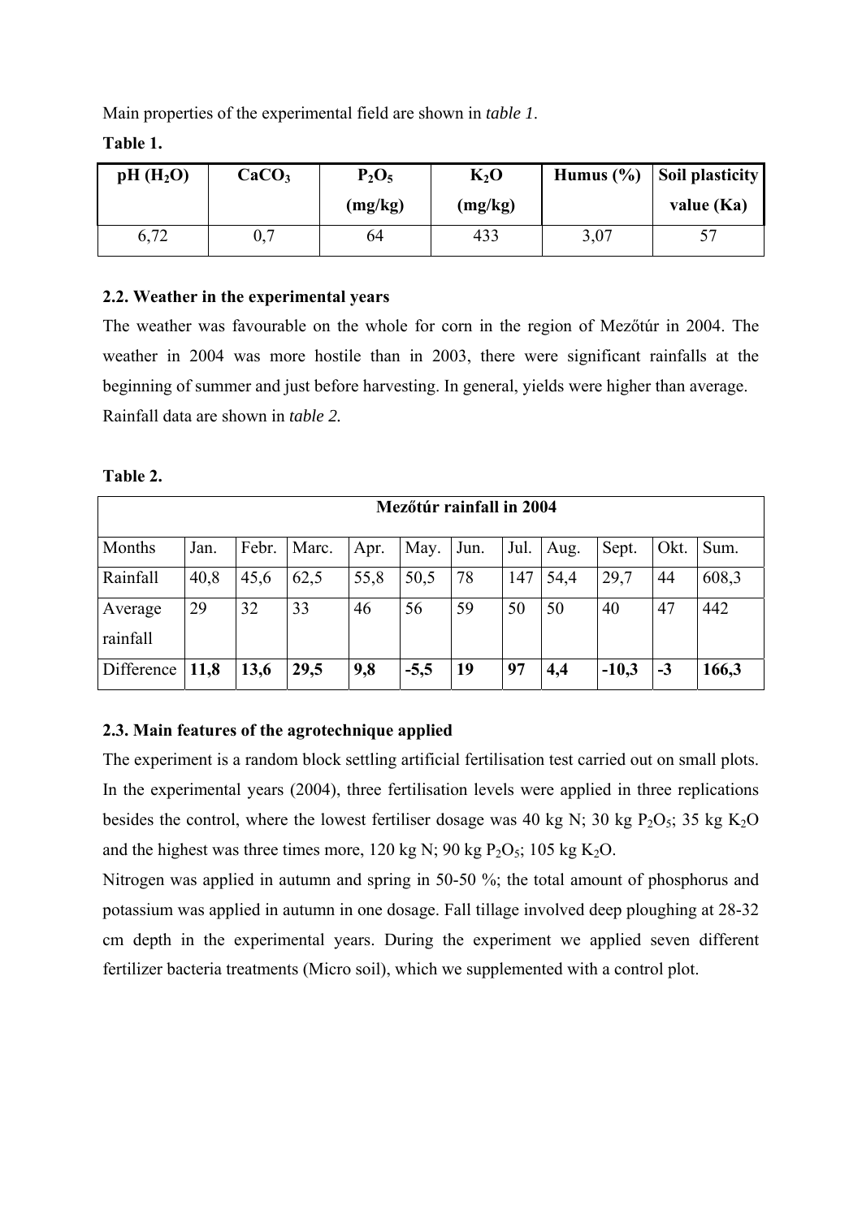Main properties of the experimental field are shown in *table 1*.

**Table 1.**

| pH ($H_2O$) | $CaCO_3$ | $P_2O_5$ (mg/kg) | $K_2O$ (mg/kg) | Humus (%) | Soil plasticity value (Ka) |
|---|---|---|---|---|---|
| 6,72 | 0,7 | 64 | 433 | 3,07 | 57 |

### 2.2. Weather in the experimental years

The weather was favourable on the whole for corn in the region of Mezőtúr in 2004. The weather in 2004 was more hostile than in 2003, there were significant rainfalls at the beginning of summer and just before harvesting. In general, yields were higher than average. Rainfall data are shown in *table 2.*

**Table 2.**

| Mezőtúr rainfall in 2004 | | | | | | | | | | | |
|---|---|---|---|---|---|---|---|---|---|---|---|
| Months | Jan. | Febr. | Marc. | Apr. | May. | Jun. | Jul. | Aug. | Sept. | Okt. | Sum. |
| Rainfall | 40,8 | 45,6 | 62,5 | 55,8 | 50,5 | 78 | 147 | 54,4 | 29,7 | 44 | 608,3 |
| Average rainfall | 29 | 32 | 33 | 46 | 56 | 59 | 50 | 50 | 40 | 47 | 442 |
| Difference | **11,8** | **13,6** | **29,5** | **9,8** | **-5,5** | **19** | **97** | **4,4** | **-10,3** | **-3** | **166,3** |

### 2.3. Main features of the agrotechnique applied

The experiment is a random block settling artificial fertilisation test carried out on small plots. In the experimental years (2004), three fertilisation levels were applied in three replications besides the control, where the lowest fertiliser dosage was 40 kg N; 30 kg $P_2O_5$; 35 kg $K_2O$ and the highest was three times more, 120 kg N; 90 kg $P_2O_5$; 105 kg $K_2O$.

Nitrogen was applied in autumn and spring in 50-50 %; the total amount of phosphorus and potassium was applied in autumn in one dosage. Fall tillage involved deep ploughing at 28-32 cm depth in the experimental years. During the experiment we applied seven different fertilizer bacteria treatments (Micro soil), which we supplemented with a control plot.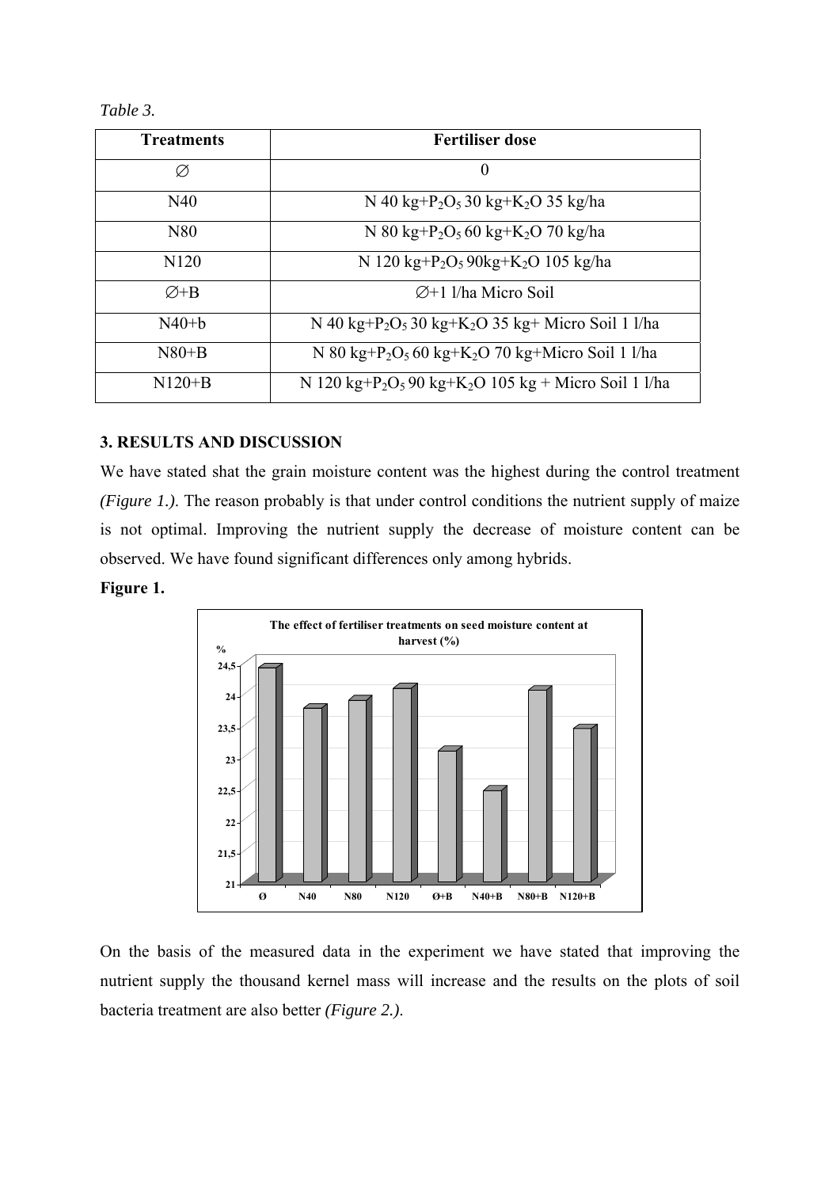*Table 3.*

| Treatments | Fertiliser dose |
| --- | --- |
| ∅ | 0 |
| N40 | N 40 kg+$P_2O_5$ 30 kg+$K_2O$ 35 kg/ha |
| N80 | N 80 kg+$P_2O_5$ 60 kg+$K_2O$ 70 kg/ha |
| N120 | N 120 kg+$P_2O_5$ 90kg+$K_2O$ 105 kg/ha |
| ∅+B | ∅+1 l/ha Micro Soil |
| N40+b | N 40 kg+$P_2O_5$ 30 kg+$K_2O$ 35 kg+ Micro Soil 1 l/ha |
| N80+B | N 80 kg+$P_2O_5$ 60 kg+$K_2O$ 70 kg+Micro Soil 1 l/ha |
| N120+B | N 120 kg+$P_2O_5$ 90 kg+$K_2O$ 105 kg + Micro Soil 1 l/ha |

## 3. RESULTS AND DISCUSSION

We have stated shat the grain moisture content was the highest during the control treatment *(Figure 1.)*. The reason probably is that under control conditions the nutrient supply of maize is not optimal. Improving the nutrient supply the decrease of moisture content can be observed. We have found significant differences only among hybrids.

**Figure 1.**

**The effect of fertiliser treatments on seed moisture content at harvest (%)**

On the basis of the measured data in the experiment we have stated that improving the nutrient supply the thousand kernel mass will increase and the results on the plots of soil bacteria treatment are also better *(Figure 2.)*.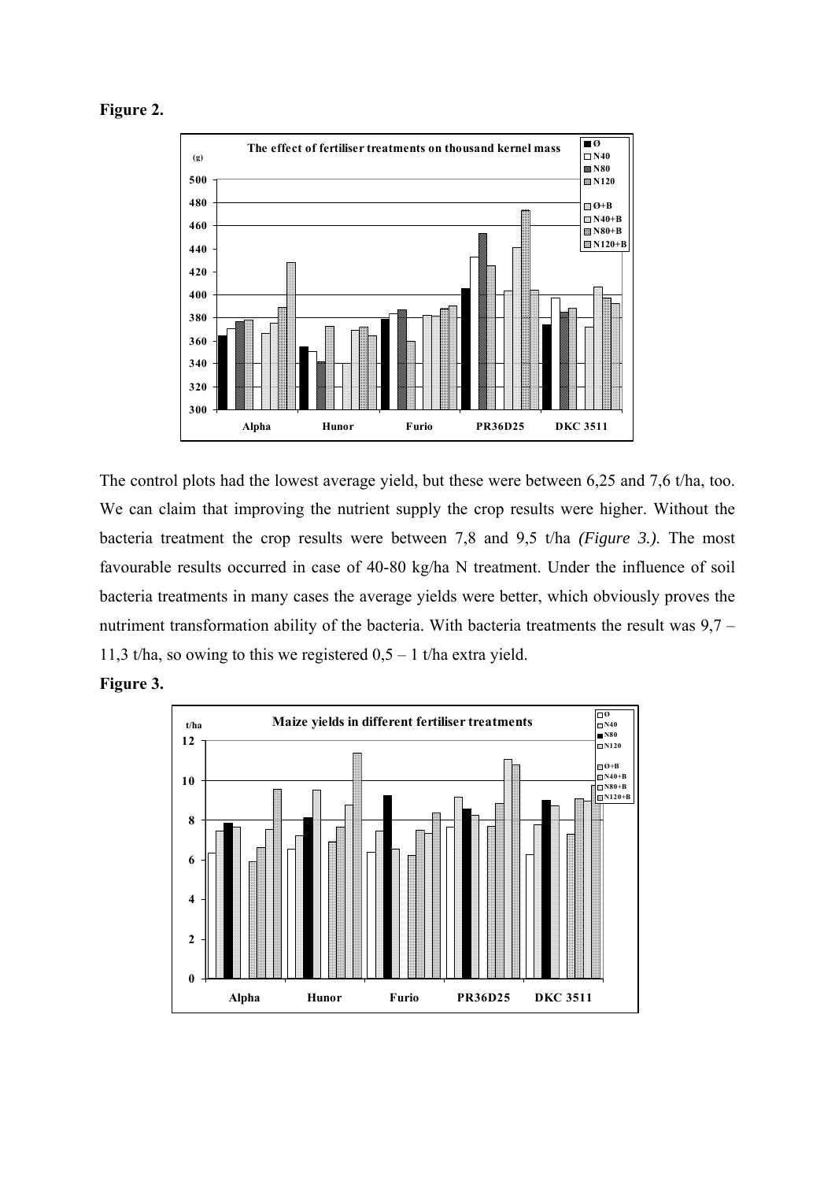**Figure 2.**

The control plots had the lowest average yield, but these were between 6,25 and 7,6 t/ha, too. We can claim that improving the nutrient supply the crop results were higher. Without the bacteria treatment the crop results were between 7,8 and 9,5 t/ha *(Figure 3.)*. The most favourable results occurred in case of 40-80 kg/ha N treatment. Under the influence of soil bacteria treatments in many cases the average yields were better, which obviously proves the nutriment transformation ability of the bacteria. With bacteria treatments the result was 9,7 – 11,3 t/ha, so owing to this we registered 0,5 – 1 t/ha extra yield.

**Figure 3.**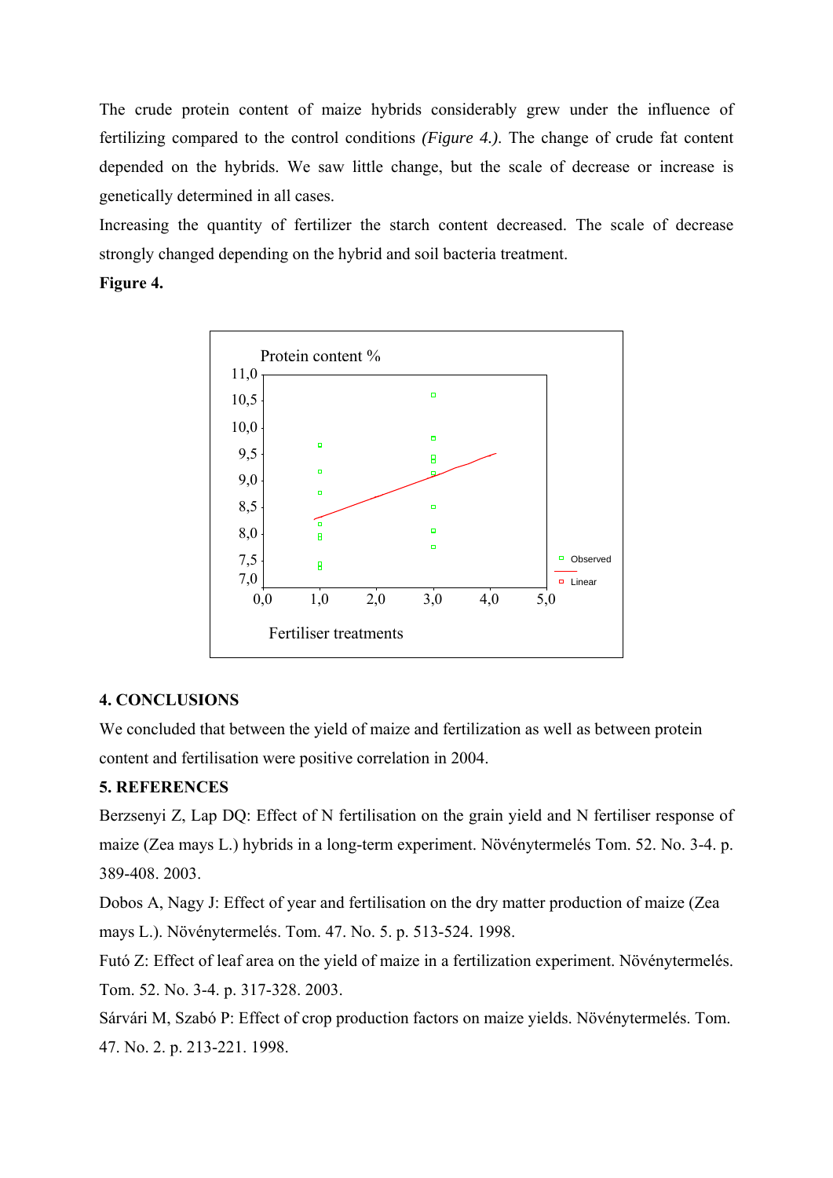The crude protein content of maize hybrids considerably grew under the influence of fertilizing compared to the control conditions *(Figure 4.)*. The change of crude fat content depended on the hybrids. We saw little change, but the scale of decrease or increase is genetically determined in all cases.

Increasing the quantity of fertilizer the starch content decreased. The scale of decrease strongly changed depending on the hybrid and soil bacteria treatment.

**Figure 4.**

Protein content %

11,0
10,5
10,0
9,5
9,0
8,5
8,0
7,5
7,0

0,0 1,0 2,0 3,0 4,0 5,0

Fertiliser treatments

Observed
Linear

## 4. CONCLUSIONS

We concluded that between the yield of maize and fertilization as well as between protein content and fertilisation were positive correlation in 2004.

## 5. REFERENCES

Berzsenyi Z, Lap DQ: Effect of N fertilisation on the grain yield and N fertiliser response of maize (Zea mays L.) hybrids in a long-term experiment. Növénytermelés Tom. 52. No. 3-4. p. 389-408. 2003.

Dobos A, Nagy J: Effect of year and fertilisation on the dry matter production of maize (Zea mays L.). Növénytermelés. Tom. 47. No. 5. p. 513-524. 1998.

Futó Z: Effect of leaf area on the yield of maize in a fertilization experiment. Növénytermelés. Tom. 52. No. 3-4. p. 317-328. 2003.

Sárvári M, Szabó P: Effect of crop production factors on maize yields. Növénytermelés. Tom. 47. No. 2. p. 213-221. 1998.